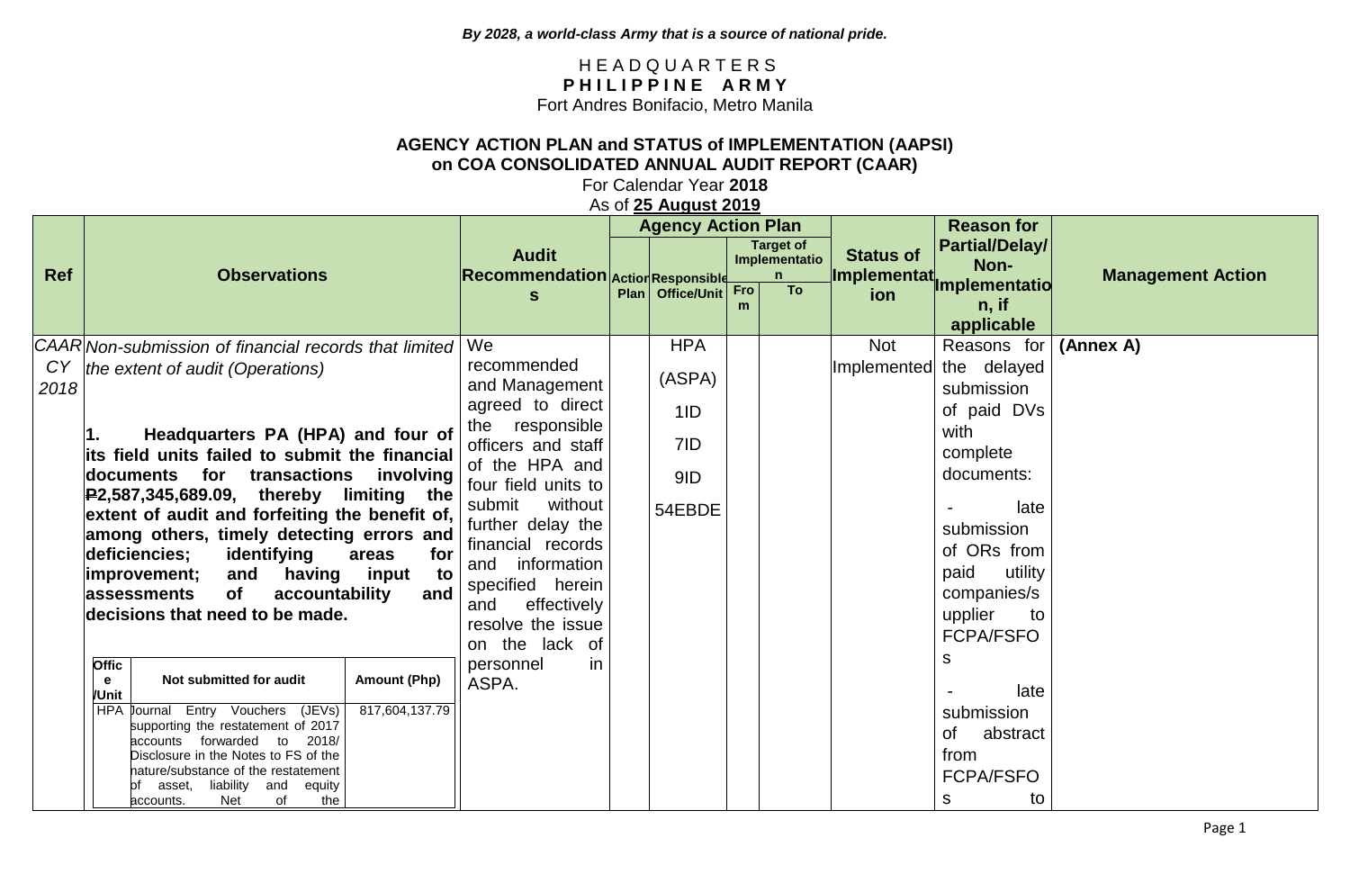*By 2028, a world-class Army that is a source of national pride.*

HEADQUARTERS
**PHILIPPINE ARMY**
Fort Andres Bonifacio, Metro Manila

**AGENCY ACTION PLAN and STATUS of IMPLEMENTATION (AAPSI)**
**on COA CONSOLIDATED ANNUAL AUDIT REPORT (CAAR)**
For Calendar Year **2018**
As of **25 August 2019**

| Ref | Observations | Audit Recommendations | Agency Action Plan | | | | Status of Implementation | Reason for Partial/Delay/ Non-Implementation, if applicable | Management Action |
|---|---|---|---|---|---|---|---|---|---|
| | | | Action Plan | Responsible Office/Unit | Target of Implementation | | | | |
| | | | | | From | To | | | |
| *CAAR CY 2018* | *Non-submission of financial records that limited the extent of audit (Operations)*<br><br>**1. Headquarters PA (HPA) and four of its field units failed to submit the financial documents for transactions involving ₱2,587,345,689.09, thereby limiting the extent of audit and forfeiting the benefit of, among others, timely detecting errors and deficiencies; identifying areas for improvement; and having input to assessments of accountability and decisions that need to be made.**<br><br>**Office/Unit** – **Not submitted for audit** – **Amount (Php)**<br>HPA – Journal Entry Vouchers (JEVs) supporting the restatement of 2017 accounts forwarded to 2018/ Disclosure in the Notes to FS of the nature/substance of the restatement of asset, liability and equity accounts. Net of the – 817,604,137.79 | We recommended and Management agreed to direct the responsible officers and staff of the HPA and four field units to submit without further delay the financial records and information specified herein and effectively resolve the issue on the lack of personnel in ASPA. | | HPA (ASPA)<br>1ID<br>7ID<br>9ID<br>54EBDE | | | Not Implemented | Reasons for the delayed submission of paid DVs with complete documents:<br><br>- late submission of ORs from paid utility companies/supplier to FCPA/FSFOs<br><br>- late submission of abstract from FCPA/FSFOs to | (Annex A) |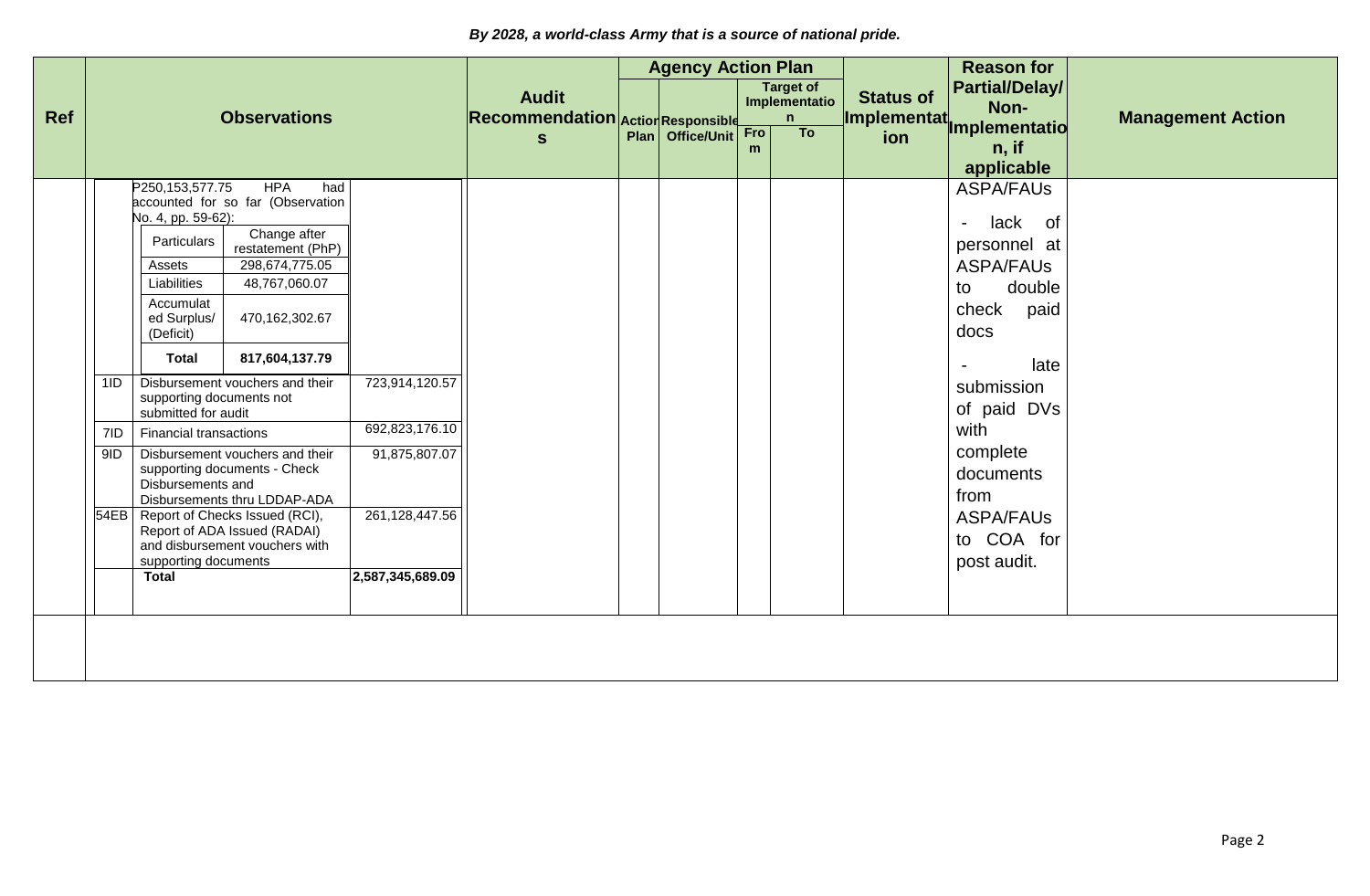*By 2028, a world-class Army that is a source of national pride.*

| Ref | Observations | Audit Recommendations | Agency Action Plan | | | | Status of Implementation | Reason for Partial/Delay/ Non-Implementation, if applicable | Management Action |
|---|---|---|---|---|---|---|---|---|---|
| | | | Action Plan | Responsible Office/Unit | Target of Implementation | | | | |
| | | | | | From | To | | | |
| | P250,153,577.75 HPA had accounted for so far (Observation No. 4, pp. 59-62):<br><br>Particulars: Change after restatement (PhP)<br>Assets: 298,674,775.05<br>Liabilities: 48,767,060.07<br>Accumulated Surplus/ (Deficit): 470,162,302.67<br>**Total: 817,604,137.79**<br><br>1ID: Disbursement vouchers and their supporting documents not submitted for audit: 723,914,120.57<br>7ID: Financial transactions: 692,823,176.10<br>9ID: Disbursement vouchers and their supporting documents - Check Disbursements and Disbursements thru LDDAP-ADA: 91,875,807.07<br>54EB: Report of Checks Issued (RCI), Report of ADA Issued (RADAI) and disbursement vouchers with supporting documents: 261,128,447.56<br>**Total: 2,587,345,689.09** | | | | | | | ASPA/FAUs<br><br>- lack of personnel at ASPA/FAUs to double check paid docs<br><br>- late submission of paid DVs with complete documents from ASPA/FAUs to COA for post audit. | |
| | | | | | | | | | |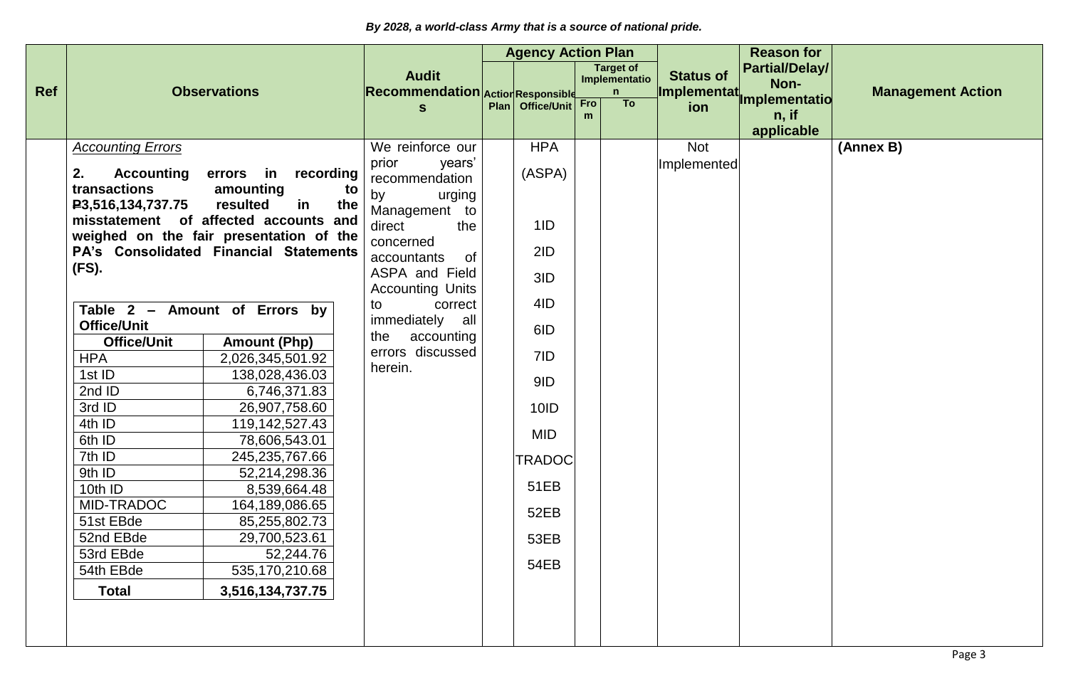*By 2028, a world-class Army that is a source of national pride.*

| Ref | Observations | Audit Recommendations | Agency Action Plan | | | | Status of Implementation | Reason for Partial/Delay/ Non-Implementation, if applicable | Management Action |
|---|---|---|---|---|---|---|---|---|---|
| | | | Action Plan | Responsible Office/Unit | Target of Implementation | | | | |
| | | | | | From | To | | | |
| | *Accounting Errors*<br><br>**2. Accounting errors in recording transactions amounting to ₱3,516,134,737.75 resulted in the misstatement of affected accounts and weighed on the fair presentation of the PA's Consolidated Financial Statements (FS).** | We reinforce our prior years' recommendation by urging Management to direct the concerned accountants of ASPA and Field Accounting Units to correct immediately all the accounting errors discussed herein. | | HPA (ASPA)<br>1ID<br>2ID<br>3ID<br>4ID<br>6ID<br>7ID<br>9ID<br>10ID<br>MID<br>TRADOC<br>51EB<br>52EB<br>53EB<br>54EB | | | Not Implemented | | **(Annex B)** |

**Table 2 – Amount of Errors by Office/Unit**

| Office/Unit | Amount (Php) |
|---|---|
| HPA | 2,026,345,501.92 |
| 1st ID | 138,028,436.03 |
| 2nd ID | 6,746,371.83 |
| 3rd ID | 26,907,758.60 |
| 4th ID | 119,142,527.43 |
| 6th ID | 78,606,543.01 |
| 7th ID | 245,235,767.66 |
| 9th ID | 52,214,298.36 |
| 10th ID | 8,539,664.48 |
| MID-TRADOC | 164,189,086.65 |
| 51st EBde | 85,255,802.73 |
| 52nd EBde | 29,700,523.61 |
| 53rd EBde | 52,244.76 |
| 54th EBde | 535,170,210.68 |
| **Total** | **3,516,134,737.75** |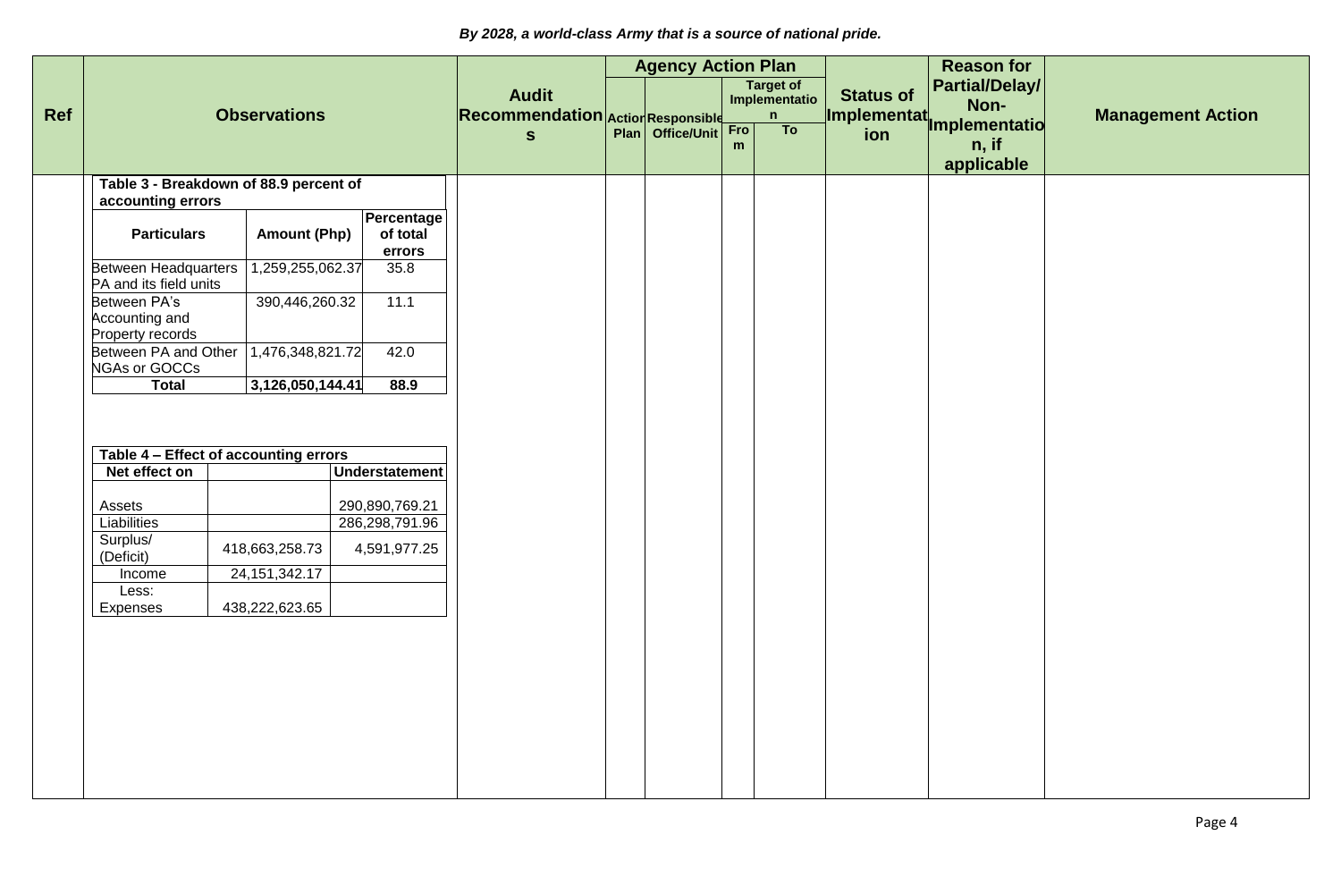*By 2028, a world-class Army that is a source of national pride.*

| Ref | Observations | Audit Recommendations | Agency Action Plan | | | | Status of Implementation | Reason for Partial/Delay/ Non-Implementation, if applicable | Management Action |
|---|---|---|---|---|---|---|---|---|---|
| | | | Action Plan | Responsible Office/Unit | Target of Implementation | | | | |
| | | | | | From | To | | | |

**Table 3 - Breakdown of 88.9 percent of accounting errors**

| Particulars | Amount (Php) | Percentage of total errors |
|---|---|---|
| Between Headquarters PA and its field units | 1,259,255,062.37 | 35.8 |
| Between PA's Accounting and Property records | 390,446,260.32 | 11.1 |
| Between PA and Other NGAs or GOCCs | 1,476,348,821.72 | 42.0 |
| **Total** | **3,126,050,144.41** | **88.9** |

**Table 4 – Effect of accounting errors**

| Net effect on | | Understatement |
|---|---|---|
| Assets | | 290,890,769.21 |
| Liabilities | | 286,298,791.96 |
| Surplus/ (Deficit) | 418,663,258.73 | 4,591,977.25 |
| Income | 24,151,342.17 | |
| Less: Expenses | 438,222,623.65 | |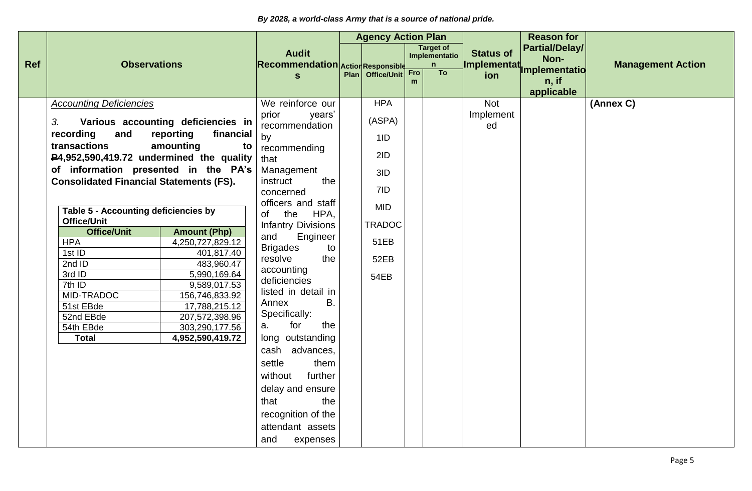*By 2028, a world-class Army that is a source of national pride.*

| Ref | Observations | Audit Recommendations | Agency Action Plan | | | | Status of Implementation | Reason for Partial/Delay/ Non-Implementation, if applicable | Management Action |
|---|---|---|---|---|---|---|---|---|---|
| | | | Action Plan | Responsible Office/Unit | Target of Implementation | | | | |
| | | | | | From | To | | | |
| | *Accounting Deficiencies*<br><br>*3.* **Various accounting deficiencies in recording and reporting financial transactions amounting to ₱4,952,590,419.72 undermined the quality of information presented in the PA's Consolidated Financial Statements (FS).**<br><br>**Table 5 - Accounting deficiencies by Office/Unit**<br>**Office/Unit — Amount (Php)**<br>HPA — 4,250,727,829.12<br>1st ID — 401,817.40<br>2nd ID — 483,960.47<br>3rd ID — 5,990,169.64<br>7th ID — 9,589,017.53<br>MID-TRADOC — 156,746,833.92<br>51st EBde — 17,788,215.12<br>52nd EBde — 207,572,398.96<br>54th EBde — 303,290,177.56<br>**Total — 4,952,590,419.72** | We reinforce our prior years' recommendation by recommending that Management instruct the concerned officers and staff of the HPA, Infantry Divisions and Engineer Brigades to resolve the accounting deficiencies listed in detail in Annex B. Specifically:<br><br>a. for the long outstanding cash advances, settle them without further delay and ensure that the recognition of the attendant assets and expenses | | HPA<br>(ASPA)<br>1ID<br>2ID<br>3ID<br>7ID<br>MID<br>TRADOC<br>51EB<br>52EB<br>54EB | | | Not Implemented | | **(Annex C)** |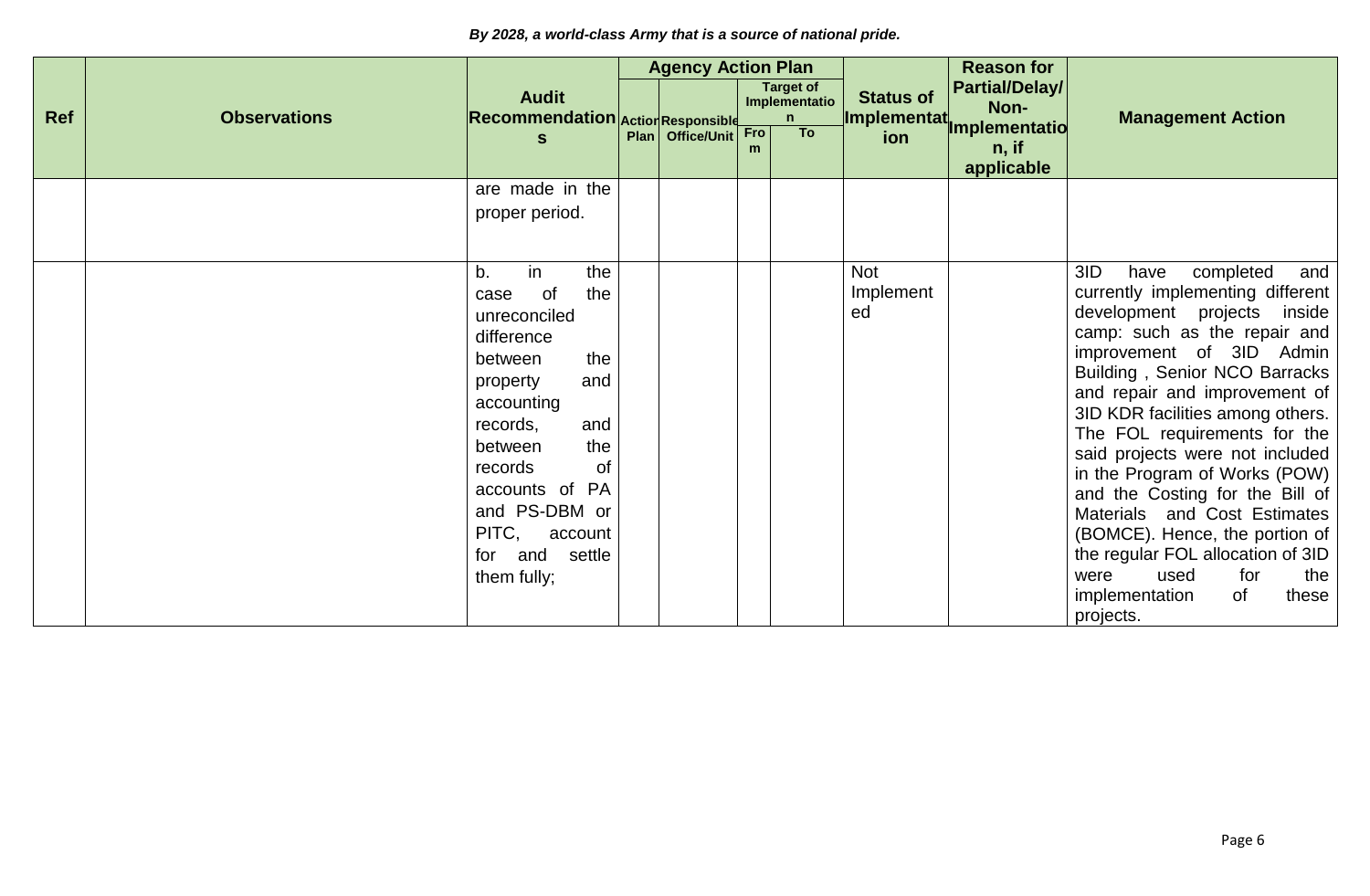*By 2028, a world-class Army that is a source of national pride.*

| Ref | Observations | Audit Recommendations | Agency Action Plan | | | | Status of Implementation | Reason for Partial/Delay/ Non-Implementation, if applicable | Management Action |
|---|---|---|---|---|---|---|---|---|---|
| | | | Action Plan | Responsible Office/Unit | Target of Implementation | | | | |
| | | | | | From | To | | | |
| | | are made in the proper period. | | | | | | | |
| | | b. in the case of the unreconciled difference between the property and accounting records, and between the records of accounts of PA and PS-DBM or PITC, account for and settle them fully; | | | | | Not Implemented | | 3ID have completed and currently implementing different development projects inside camp: such as the repair and improvement of 3ID Admin Building , Senior NCO Barracks and repair and improvement of 3ID KDR facilities among others. The FOL requirements for the said projects were not included in the Program of Works (POW) and the Costing for the Bill of Materials and Cost Estimates (BOMCE). Hence, the portion of the regular FOL allocation of 3ID were used for the implementation of these projects. |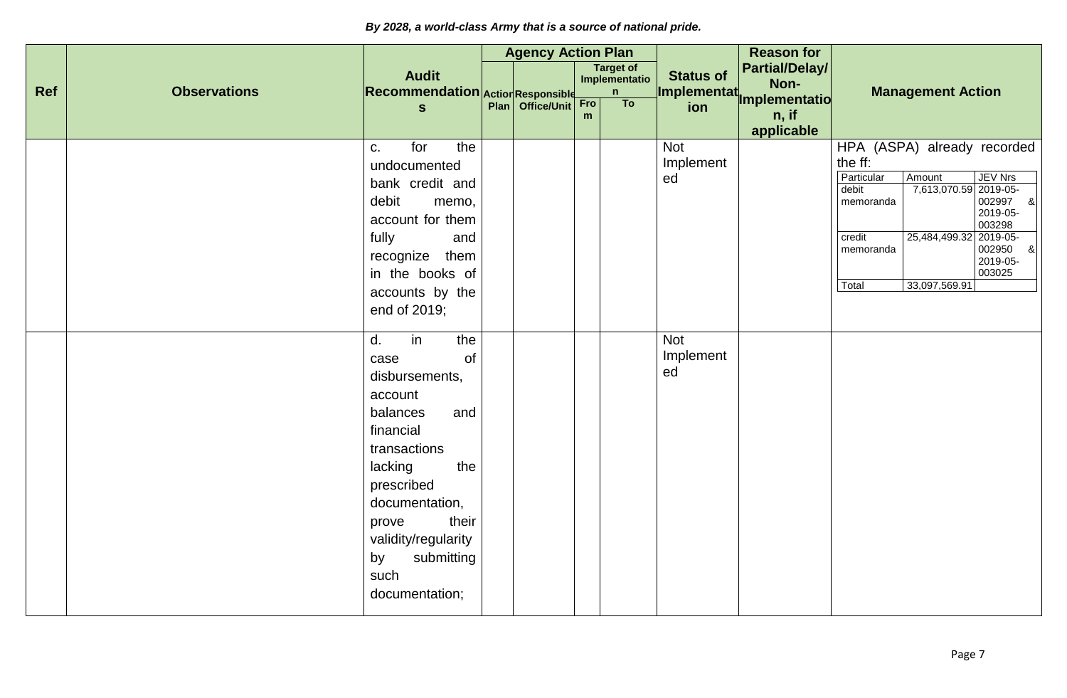| Ref | Observations | Audit Recommendations | Agency Action Plan | | | | Status of Implementation | Reason for Partial/Delay/ Non-Implementation, if applicable | Management Action |
|---|---|---|---|---|---|---|---|---|---|
| | | | Action Plan | Responsible Office/Unit | Target of Implementation | | | | |
| | | | | | From | To | | | |
| | | c. for the undocumented bank credit and debit memo, account for them fully and recognize them in the books of accounts by the end of 2019; | | | | | Not Implemented | | HPA (ASPA) already recorded the ff:<br>Particular / Amount / JEV Nrs<br>debit memoranda / 7,613,070.59 / 2019-05-002997 & 2019-05-003298<br>credit memoranda / 25,484,499.32 / 2019-05-002950 & 2019-05-003025<br>Total / 33,097,569.91 |
| | | d. in the case of disbursements, account balances and financial transactions lacking the prescribed documentation, prove their validity/regularity by submitting such documentation; | | | | | Not Implemented | | |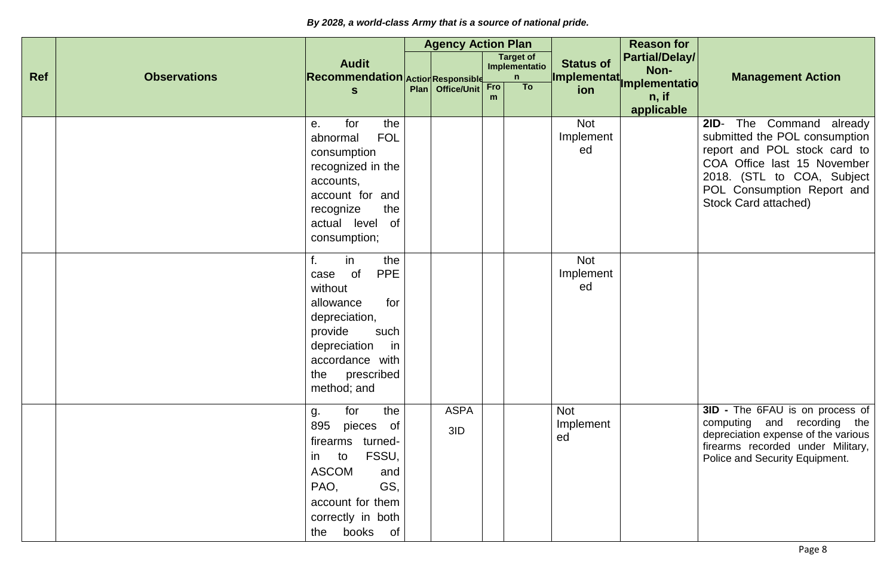*By 2028, a world-class Army that is a source of national pride.*

| Ref | Observations | Audit Recommendations | Agency Action Plan | | | | Status of Implementation | Reason for Partial/Delay/ Non-Implementation, if applicable | Management Action |
|---|---|---|---|---|---|---|---|---|---|
| | | | Action Plan | Responsible Office/Unit | Target of Implementation | | | | |
| | | | | | From | To | | | |
| | | e. for the abnormal FOL consumption recognized in the accounts, account for and recognize the actual level of consumption; | | | | | Not Implemented | | **2ID**- The Command already submitted the POL consumption report and POL stock card to COA Office last 15 November 2018. (STL to COA, Subject POL Consumption Report and Stock Card attached) |
| | | f. in the case of PPE without allowance for depreciation, provide such depreciation in accordance with the prescribed method; and | | | | | Not Implemented | | |
| | | g. for the 895 pieces of firearms turned-in to FSSU, ASCOM and PAO, GS, account for them correctly in both the books of | | ASPA 3ID | | | Not Implemented | | **3ID -** The 6FAU is on process of computing and recording the depreciation expense of the various firearms recorded under Military, Police and Security Equipment. |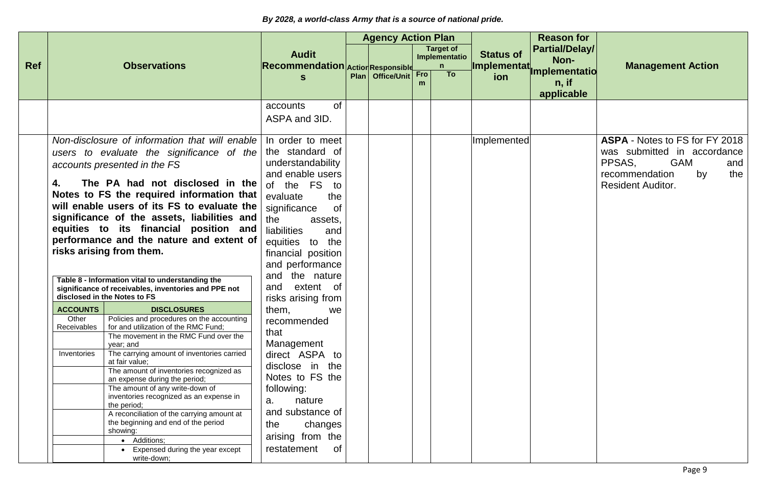| Ref | Observations | Audit Recommendations | Agency Action Plan | | | | Status of Implementation | Reason for Partial/Delay/ Non-Implementation, if applicable | Management Action |
|---|---|---|---|---|---|---|---|---|---|
| | | | Action Plan | Responsible Office/Unit | Target of Implementation | | | | |
| | | | | | From | To | | | |
| | | accounts of ASPA and 3ID. | | | | | | | |
| | *Non-disclosure of information that will enable users to evaluate the significance of the accounts presented in the FS*<br><br>**4. The PA had not disclosed in the Notes to FS the required information that will enable users of its FS to evaluate the significance of the assets, liabilities and equities to its financial position and performance and the nature and extent of risks arising from them.**<br><br>**Table 8 - Information vital to understanding the significance of receivables, inventories and PPE not disclosed in the Notes to FS**<br><br>**ACCOUNTS** / **DISCLOSURES**<br>Other Receivables: Policies and procedures on the accounting for and utilization of the RMC Fund; The movement in the RMC Fund over the year; and<br>Inventories: The carrying amount of inventories carried at fair value; The amount of inventories recognized as an expense during the period; The amount of any write-down of inventories recognized as an expense in the period; A reconciliation of the carrying amount at the beginning and end of the period showing: • Additions; • Expensed during the year except write-down; | In order to meet the standard of understandability and enable users of the FS to evaluate the significance of the assets, liabilities and equities to the financial position and performance and the nature and extent of risks arising from them, we recommended that Management direct ASPA to disclose in the Notes to FS the following:<br>a. nature and substance of the changes arising from the restatement of | | | | | Implemented | | **ASPA** - Notes to FS for FY 2018 was submitted in accordance PPSAS, GAM and recommendation by the Resident Auditor. |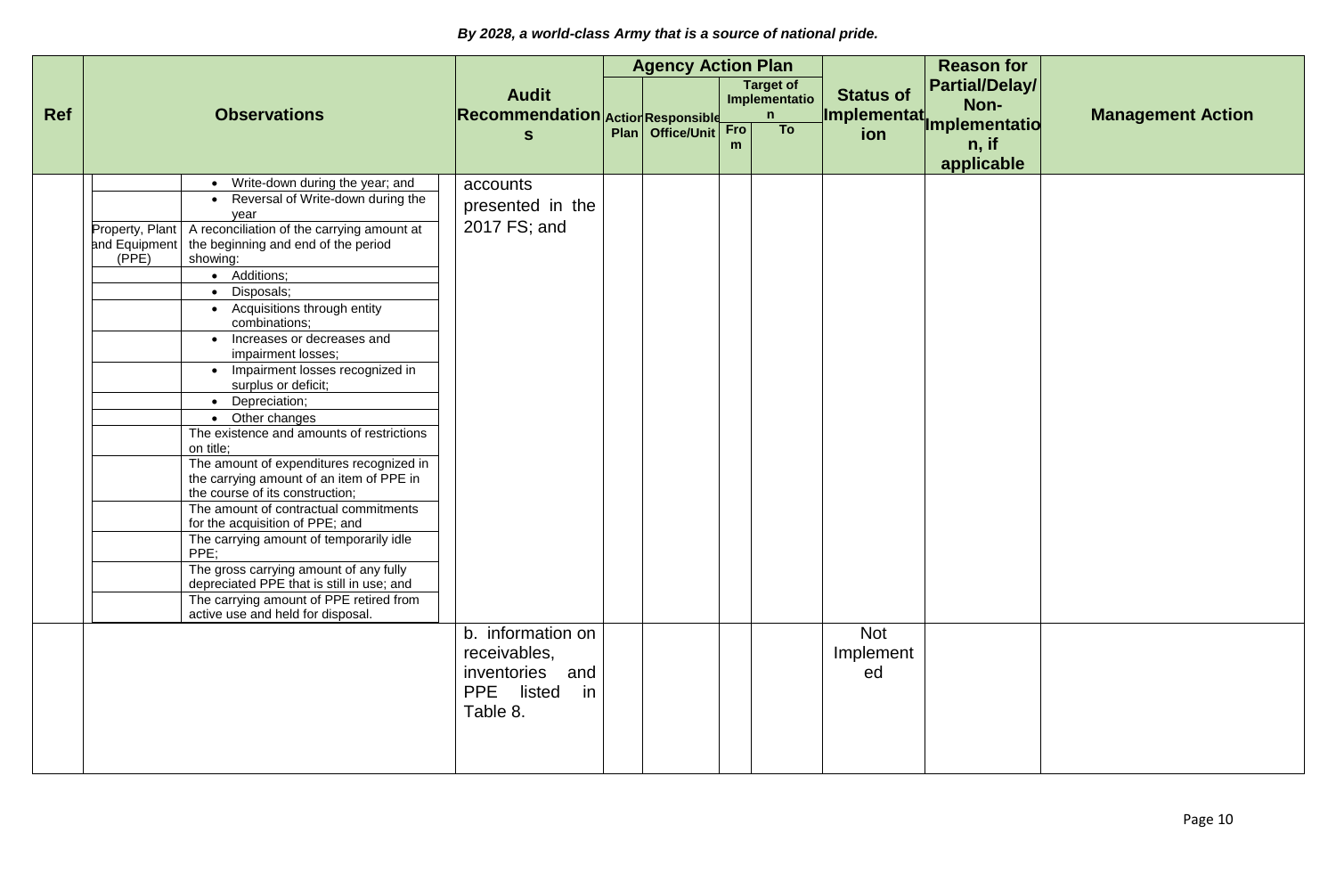*By 2028, a world-class Army that is a source of national pride.*

| Ref | Observations | | Audit Recommendations | Agency Action Plan | | | | Status of Implementation | Reason for Partial/Delay/ Non-Implementation, if applicable | Management Action |
|---|---|---|---|---|---|---|---|---|---|---|
| | | | | Action Plan | Responsible Office/Unit | Target of Implementation | | | | |
| | | | | | | From | To | | | |
| | | • Write-down during the year; and | accounts presented in the 2017 FS; and | | | | | | | |
| | | • Reversal of Write-down during the year | | | | | | | | |
| | Property, Plant and Equipment (PPE) | A reconciliation of the carrying amount at the beginning and end of the period showing: | | | | | | | | |
| | | • Additions; | | | | | | | | |
| | | • Disposals; | | | | | | | | |
| | | • Acquisitions through entity combinations; | | | | | | | | |
| | | • Increases or decreases and impairment losses; | | | | | | | | |
| | | • Impairment losses recognized in surplus or deficit; | | | | | | | | |
| | | • Depreciation; | | | | | | | | |
| | | • Other changes | | | | | | | | |
| | | The existence and amounts of restrictions on title; | | | | | | | | |
| | | The amount of expenditures recognized in the carrying amount of an item of PPE in the course of its construction; | | | | | | | | |
| | | The amount of contractual commitments for the acquisition of PPE; and | | | | | | | | |
| | | The carrying amount of temporarily idle PPE; | | | | | | | | |
| | | The gross carrying amount of any fully depreciated PPE that is still in use; and | | | | | | | | |
| | | The carrying amount of PPE retired from active use and held for disposal. | | | | | | | | |
| | | | b. information on receivables, inventories and PPE listed in Table 8. | | | | | Not Implemented | | |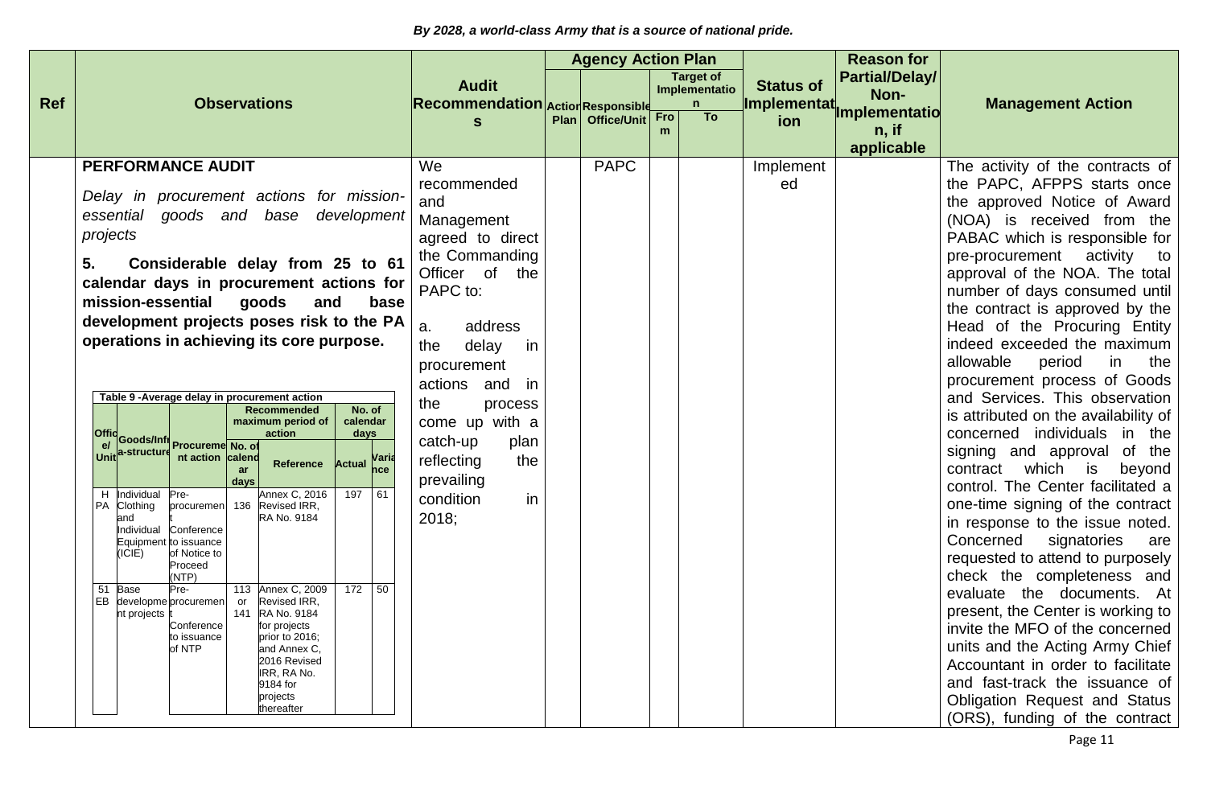*By 2028, a world-class Army that is a source of national pride.*

| Ref | Observations | Audit Recommendations | Agency Action Plan | | | | Status of Implementation | Reason for Partial/Delay/ Non-Implementation, if applicable | Management Action |
|---|---|---|---|---|---|---|---|---|---|
| | | | Action Plan | Responsible Office/Unit | Target of Implementation | | | | |
| | | | | | From | To | | | |
| | **PERFORMANCE AUDIT**<br><br>*Delay in procurement actions for mission-essential goods and base development projects*<br><br>**5. Considerable delay from 25 to 61 calendar days in procurement actions for mission-essential goods and base development projects poses risk to the PA operations in achieving its core purpose.** | We recommended and Management agreed to direct the Commanding Officer of the PAPC to:<br><br>a. address the delay in procurement actions and in the process come up with a catch-up plan reflecting the prevailing condition in 2018; | | PAPC | | | Implemented | | The activity of the contracts of the PAPC, AFPPS starts once the approved Notice of Award (NOA) is received from the PABAC which is responsible for pre-procurement activity to approval of the NOA. The total number of days consumed until the contract is approved by the Head of the Procuring Entity indeed exceeded the maximum allowable period in the procurement process of Goods and Services. This observation is attributed on the availability of concerned individuals in the signing and approval of the contract which is beyond control. The Center facilitated a one-time signing of the contract in response to the issue noted. Concerned signatories are requested to attend to purposely check the completeness and evaluate the documents. At present, the Center is working to invite the MFO of the concerned units and the Acting Army Chief Accountant in order to facilitate and fast-track the issuance of Obligation Request and Status (ORS), funding of the contract |

**Table 9 -Average delay in procurement action**

| Office/ Unit | Goods/Infra-structure | Procurement action | Recommended maximum period of action | | No. of calendar days | |
|---|---|---|---|---|---|---|
| | | | No. of calendar days | Reference | Actual | Variance |
| HPA | Individual Clothing and Individual Equipment (ICIE) | Pre-procurement Conference to issuance of Notice to Proceed (NTP) | 136 | Annex C, 2016 Revised IRR, RA No. 9184 | 197 | 61 |
| 51 EB | Base development projects | Pre-procurement Conference to issuance of NTP | 113 or 141 | Annex C, 2009 Revised IRR, RA No. 9184 for projects prior to 2016; and Annex C, 2016 Revised IRR, RA No. 9184 for projects thereafter | 172 | 50 |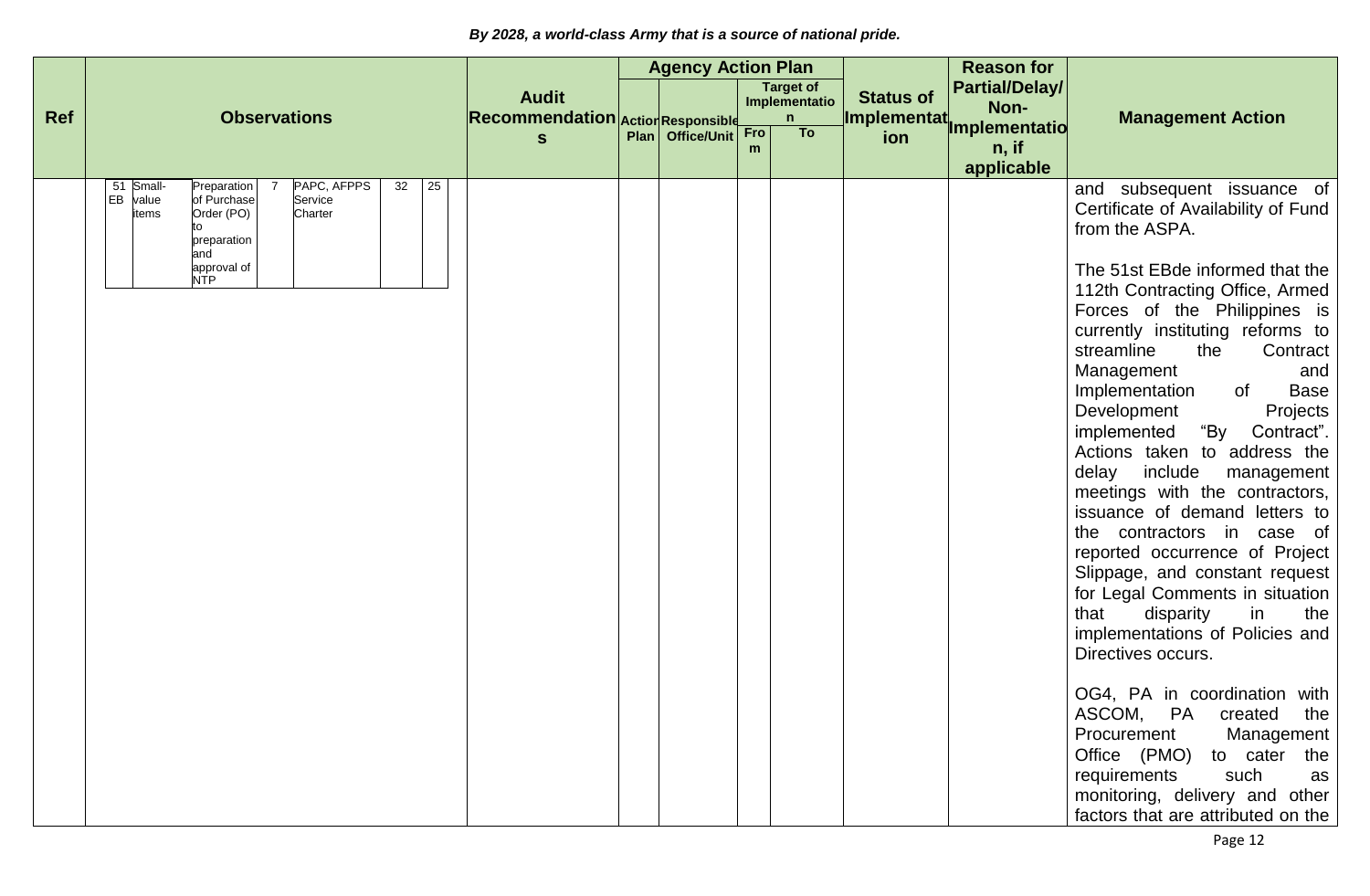*By 2028, a world-class Army that is a source of national pride.*

| Ref | Observations | | | | | | | Audit Recommendations | Agency Action Plan | | | | Status of Implementation | Reason for Partial/Delay/ Non-Implementation, if applicable | Management Action |
|---|---|---|---|---|---|---|---|---|---|---|---|---|---|---|---|
| | | | | | | | | | Action Plan | Responsible Office/Unit | Target of Implementation | | | | |
| | | | | | | | | | | | From | To | | | |
| | 51 EB | Small-value items | Preparation of Purchase Order (PO) to preparation and approval of NTP | 7 | PAPC, AFPPS Service Charter | 32 | 25 | | | | | | | | and subsequent issuance of Certificate of Availability of Fund from the ASPA.<br><br>The 51st EBde informed that the 112th Contracting Office, Armed Forces of the Philippines is currently instituting reforms to streamline the Contract Management and Implementation of Base Development Projects implemented "By Contract". Actions taken to address the delay include management meetings with the contractors, issuance of demand letters to the contractors in case of reported occurrence of Project Slippage, and constant request for Legal Comments in situation that disparity in the implementations of Policies and Directives occurs.<br><br>OG4, PA in coordination with ASCOM, PA created the Procurement Management Office (PMO) to cater the requirements such as monitoring, delivery and other factors that are attributed on the |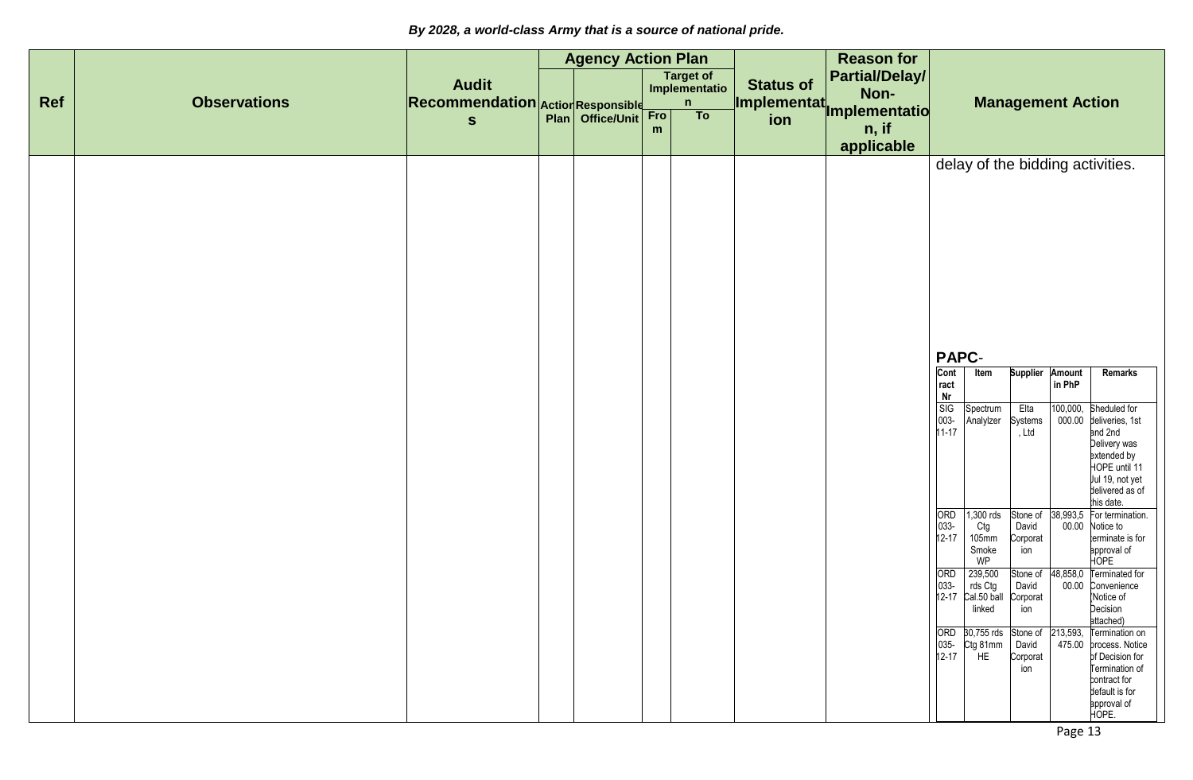*By 2028, a world-class Army that is a source of national pride.*

| Ref | Observations | Audit Recommendations | Agency Action Plan | | | | Status of Implementation | Reason for Partial/Delay/ Non-Implementation, if applicable | Management Action |
|---|---|---|---|---|---|---|---|---|---|
| | | | Action Plan | Responsible Office/Unit | Target of Implementation | | | | |
| | | | | | From | To | | | |
| | | | | | | | | | delay of the bidding activities.<br><br>**PAPC**- |

| Contract Nr | Item | Supplier | Amount in PhP | Remarks |
|---|---|---|---|---|
| SIG 003-11-17 | Spectrum Analyzer | Elta Systems, Ltd | 100,000,000.00 | Sheduled for deliveries, 1st and 2nd Delivery was extended by HOPE until 11 Jul 19, not yet delivered as of this date. |
| ORD 033-12-17 | 1,300 rds Ctg 105mm Smoke WP | Stone of David Corporation | 38,993,500.00 | For termination. Notice to terminate is for approval of HOPE |
| ORD 033-12-17 | 239,500 rds Ctg Cal.50 ball linked | Stone of David Corporation | 48,858,000.00 | Terminated for Convenience (Notice of Decision attached) |
| ORD 035-12-17 | 30,755 rds Ctg 81mm HE | Stone of David Corporation | 213,593,475.00 | Termination on process. Notice of Decision for Termination of contract for default is for approval of HOPE. |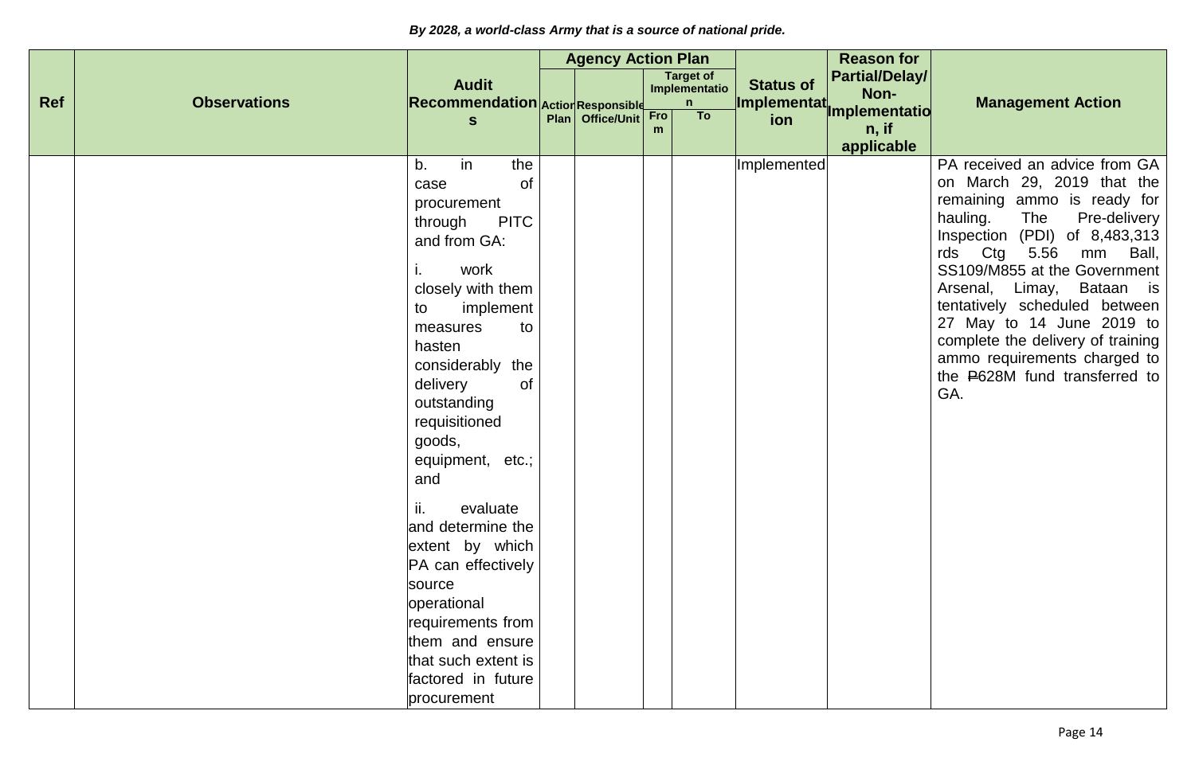*By 2028, a world-class Army that is a source of national pride.*

| Ref | Observations | Audit Recommendations | Agency Action Plan | | | | Status of Implementation | Reason for Partial/Delay/ Non-Implementation, if applicable | Management Action |
|---|---|---|---|---|---|---|---|---|---|
| | | | Action Plan | Responsible Office/Unit | Target of Implementation | | | | |
| | | | | | From | To | | | |
| | | b. in the case of procurement through PITC and from GA:<br><br>i. work closely with them to implement measures to hasten considerably the delivery of outstanding requisitioned goods, equipment, etc.; and<br><br>ii. evaluate and determine the extent by which PA can effectively source operational requirements from them and ensure that such extent is factored in future procurement | | | | | Implemented | | PA received an advice from GA on March 29, 2019 that the remaining ammo is ready for hauling. The Pre-delivery Inspection (PDI) of 8,483,313 rds Ctg 5.56 mm Ball, SS109/M855 at the Government Arsenal, Limay, Bataan is tentatively scheduled between 27 May to 14 June 2019 to complete the delivery of training ammo requirements charged to the ₱628M fund transferred to GA. |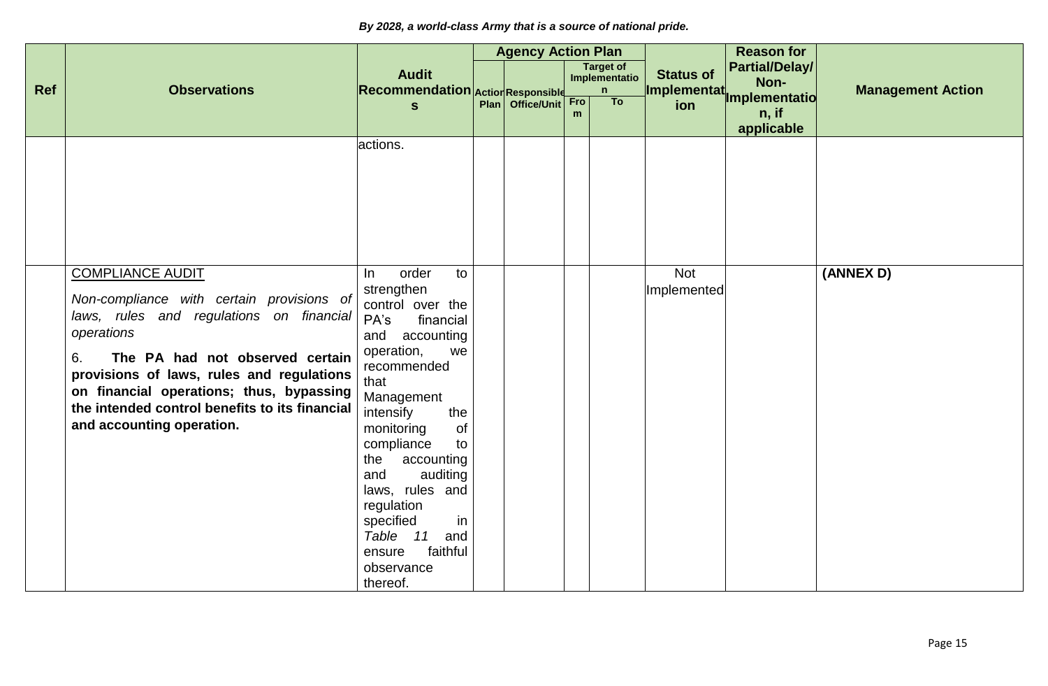*By 2028, a world-class Army that is a source of national pride.*

| Ref | Observations | Audit Recommendations | Agency Action Plan | | | | Status of Implementation | Reason for Partial/Delay/ Non-Implementation, if applicable | Management Action |
|---|---|---|---|---|---|---|---|---|---|
| | | | Action Plan | Responsible Office/Unit | Target of Implementation | | | | |
| | | | | | From | To | | | |
| | | actions. | | | | | | | |
| | COMPLIANCE AUDIT<br><br>*Non-compliance with certain provisions of laws, rules and regulations on financial operations*<br><br>6. **The PA had not observed certain provisions of laws, rules and regulations on financial operations; thus, bypassing the intended control benefits to its financial and accounting operation.** | In order to strengthen control over the PA's financial and accounting operation, we recommended that Management intensify the monitoring of compliance to the accounting and auditing laws, rules and regulation specified in *Table 11* and ensure faithful observance thereof. | | | | | Not Implemented | | **(ANNEX D)** |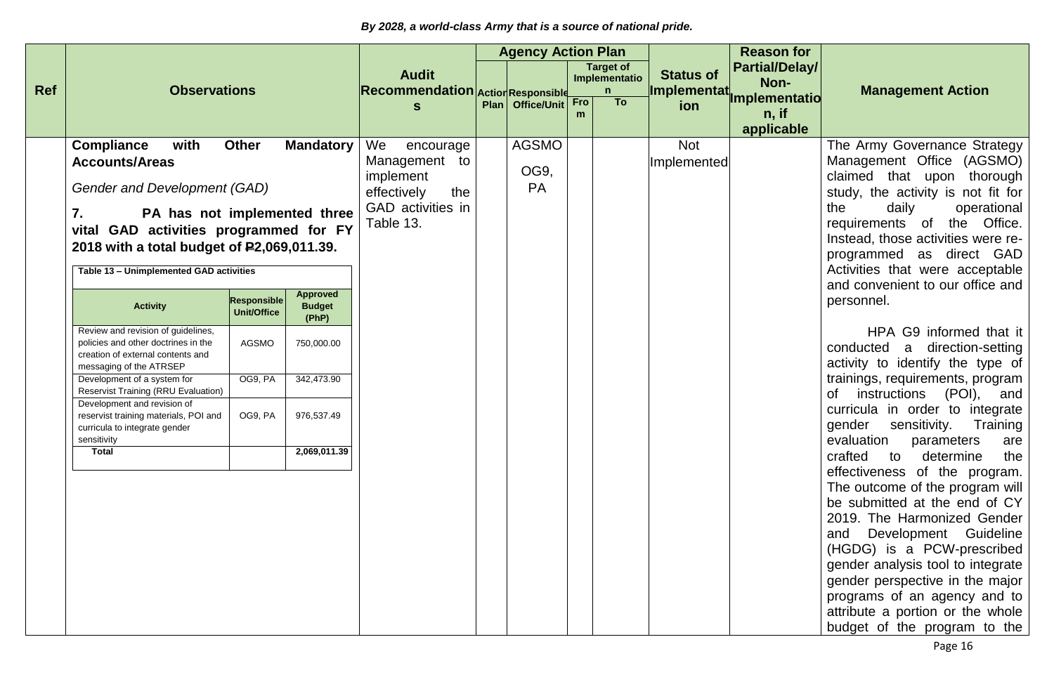*By 2028, a world-class Army that is a source of national pride.*

| Ref | Observations | Audit Recommendations | Agency Action Plan | | | | Status of Implementation | Reason for Partial/Delay/ Non-Implementation, if applicable | Management Action |
|---|---|---|---|---|---|---|---|---|---|
| | | | Action Plan | Responsible Office/Unit | Target of Implementation | | | | |
| | | | | | From | To | | | |
| | **Compliance with Other Mandatory Accounts/Areas**<br><br>*Gender and Development (GAD)*<br><br>**7. PA has not implemented three vital GAD activities programmed for FY 2018 with a total budget of ₱2,069,011.39.** | We encourage Management to implement effectively the GAD activities in Table 13. | | AGSMO<br><br>OG9, PA | | | Not Implemented | | The Army Governance Strategy Management Office (AGSMO) claimed that upon thorough study, the activity is not fit for the daily operational requirements of the Office. Instead, those activities were re-programmed as direct GAD Activities that were acceptable and convenient to our office and personnel.<br><br>HPA G9 informed that it conducted a direction-setting activity to identify the type of trainings, requirements, program of instructions (POI), and curricula in order to integrate gender sensitivity. Training evaluation parameters are crafted to determine the effectiveness of the program. The outcome of the program will be submitted at the end of CY 2019. The Harmonized Gender and Development Guideline (HGDG) is a PCW-prescribed gender analysis tool to integrate gender perspective in the major programs of an agency and to attribute a portion or the whole budget of the program to the |

**Table 13 – Unimplemented GAD activities**

| Activity | Responsible Unit/Office | Approved Budget (PhP) |
|---|---|---|
| Review and revision of guidelines, policies and other doctrines in the creation of external contents and messaging of the ATRSEP | AGSMO | 750,000.00 |
| Development of a system for Reservist Training (RRU Evaluation) | OG9, PA | 342,473.90 |
| Development and revision of reservist training materials, POI and curricula to integrate gender sensitivity | OG9, PA | 976,537.49 |
| **Total** | | **2,069,011.39** |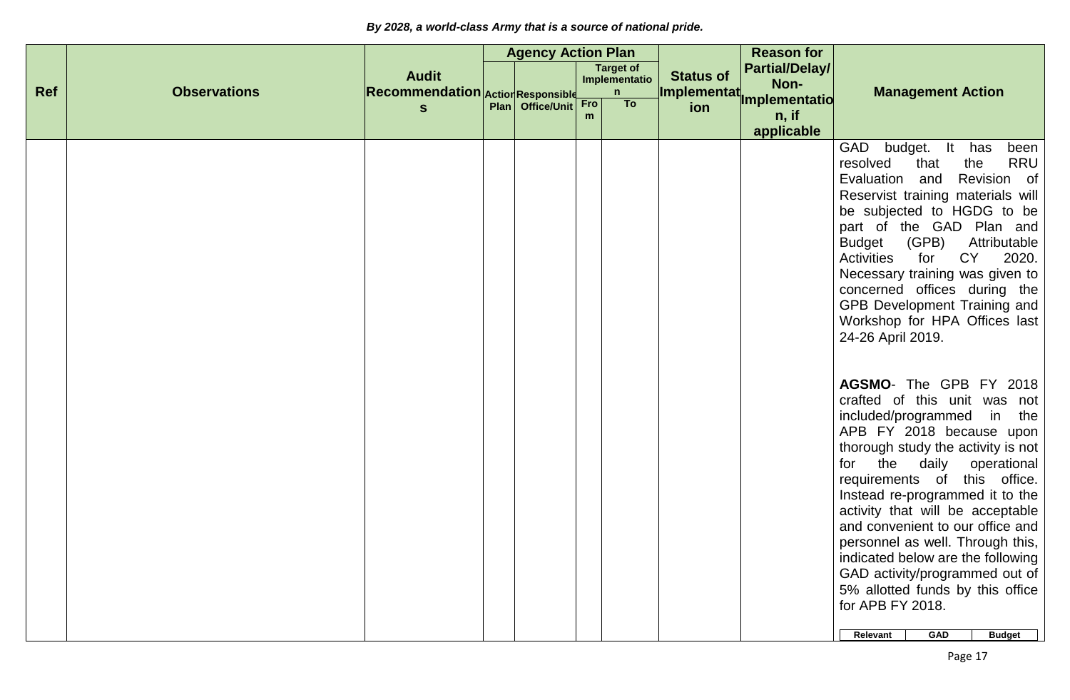*By 2028, a world-class Army that is a source of national pride.*

| Ref | Observations | Audit Recommendations | Agency Action Plan | | | | Status of Implementation | Reason for Partial/Delay/ Non-Implementation, if applicable | Management Action |
|---|---|---|---|---|---|---|---|---|---|
| | | | Action Plan | Responsible Office/Unit | Target of Implementation | | | | |
| | | | | | From | To | | | |
| | | | | | | | | | GAD budget. It has been resolved that the RRU Evaluation and Revision of Reservist training materials will be subjected to HGDG to be part of the GAD Plan and Budget (GPB) Attributable Activities for CY 2020. Necessary training was given to concerned offices during the GPB Development Training and Workshop for HPA Offices last 24-26 April 2019.<br><br>**AGSMO**- The GPB FY 2018 crafted of this unit was not included/programmed in the APB FY 2018 because upon thorough study the activity is not for the daily operational requirements of this office. Instead re-programmed it to the activity that will be acceptable and convenient to our office and personnel as well. Through this, indicated below are the following GAD activity/programmed out of 5% allotted funds by this office for APB FY 2018.<br><br>Relevant \| GAD \| Budget |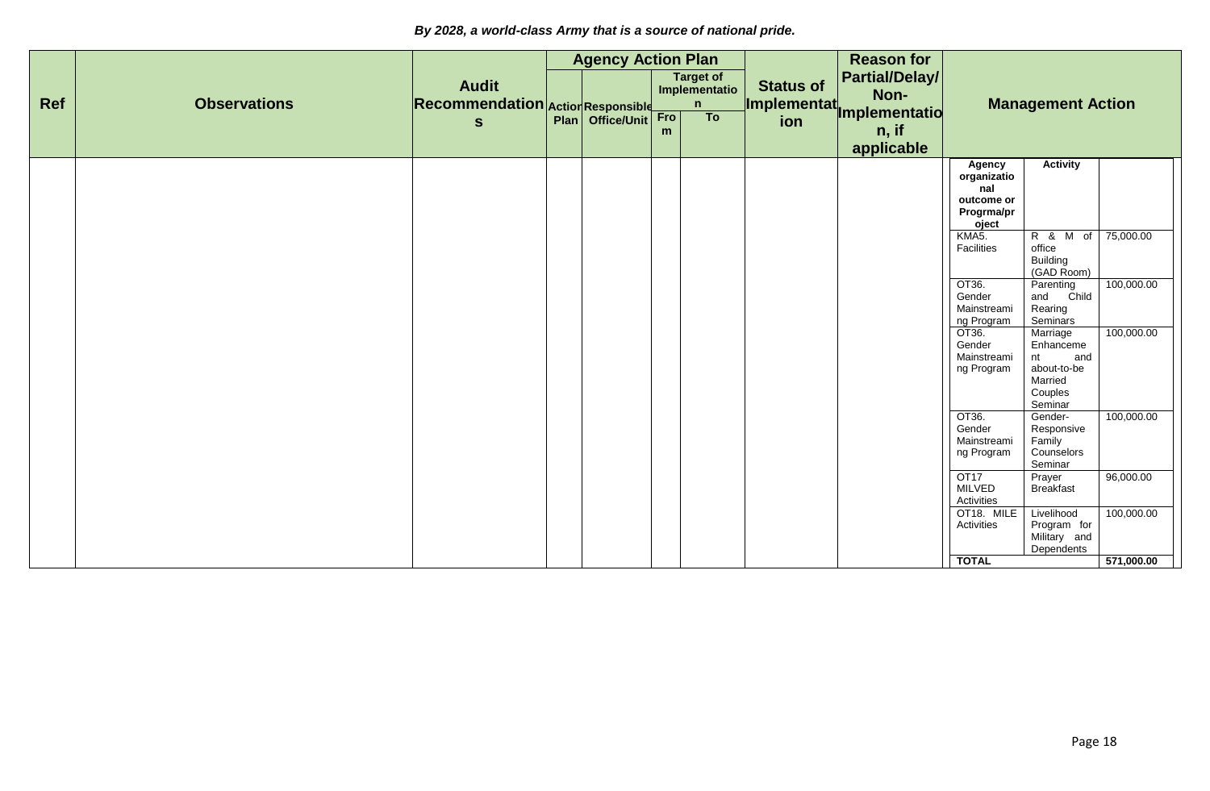*By 2028, a world-class Army that is a source of national pride.*

| Ref | Observations | Audit Recommendations | Agency Action Plan | | | | Status of Implementation | Reason for Partial/Delay/ Non-Implementation, if applicable | Management Action | | |
|---|---|---|---|---|---|---|---|---|---|---|---|
| | | | Action Plan | Responsible Office/Unit | Target of Implementation | | | | | | |
| | | | | | From | To | | | | | |
| | | | | | | | | | **Agency organizational outcome or Progrma/project** | **Activity** | |
| | | | | | | | | | KMA5. Facilities | R & M of office Building (GAD Room) | 75,000.00 |
| | | | | | | | | | OT36. Gender Mainstreaming Program | Parenting and Child Rearing Seminars | 100,000.00 |
| | | | | | | | | | OT36. Gender Mainstreaming Program | Marriage Enhancement and about-to-be Married Couples Seminar | 100,000.00 |
| | | | | | | | | | OT36. Gender Mainstreaming Program | Gender-Responsive Family Counselors Seminar | 100,000.00 |
| | | | | | | | | | OT17 MILVED Activities | Prayer Breakfast | 96,000.00 |
| | | | | | | | | | OT18. MILE Activities | Livelihood Program for Military and Dependents | 100,000.00 |
| | | | | | | | | | **TOTAL** | | **571,000.00** |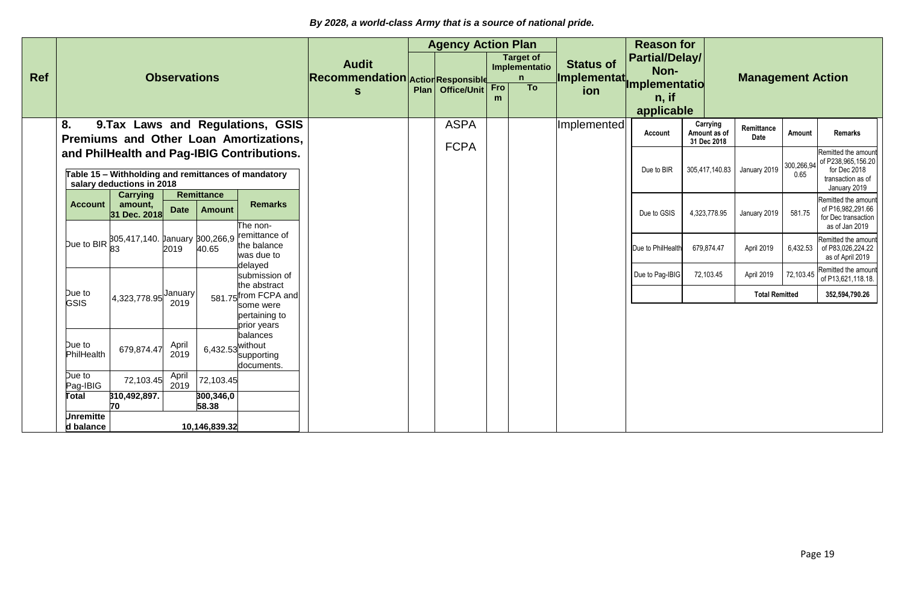*By 2028, a world-class Army that is a source of national pride.*

| Ref | Observations | Audit Recommendations | Agency Action Plan | | | | Status of Implementation | Reason for Partial/Delay/ Non-Implementation, if applicable | Management Action |
|---|---|---|---|---|---|---|---|---|---|
| | | | Action Plan | Responsible Office/Unit | Target of Implementation | | | | |
| | | | | | From | To | | | |
| | **8. 9.Tax Laws and Regulations, GSIS Premiums and Other Loan Amortizations, and PhilHealth and Pag-IBIG Contributions.** (see Table 15 below) | | | ASPA<br>FCPA | | | Implemented | | (see Management Action table below) |

**Table 15 – Withholding and remittances of mandatory salary deductions in 2018**

| Account | Carrying amount, 31 Dec. 2018 | Remittance | | Remarks |
|---|---|---|---|---|
| | | Date | Amount | |
| Due to BIR | 305,417,140.83 | January 2019 | 300,266,940.65 | The non-remittance of the balance was due to delayed submission of the abstract from FCPA and some were pertaining to prior years balances without supporting documents. |
| Due to GSIS | 4,323,778.95 | January 2019 | 581.75 | |
| Due to PhilHealth | 679,874.47 | April 2019 | 6,432.53 | |
| Due to Pag-IBIG | 72,103.45 | April 2019 | 72,103.45 | |
| **Total** | **310,492,897.70** | | **300,346,058.38** | |
| **Unremitted balance** | | | **10,146,839.32** | |

**Management Action**

| Account | Carrying Amount as of 31 Dec 2018 | Remittance Date | Amount | Remarks |
|---|---|---|---|---|
| Due to BIR | 305,417,140.83 | January 2019 | 300,266,940.65 | Remitted the amount of P238,965,156.20 for Dec 2018 transaction as of January 2019 |
| Due to GSIS | 4,323,778.95 | January 2019 | 581.75 | Remitted the amount of P16,982,291.66 for Dec transaction as of Jan 2019 |
| Due to PhilHealth | 679,874.47 | April 2019 | 6,432.53 | Remitted the amount of P83,026,224.22 as of April 2019 |
| Due to Pag-IBIG | 72,103.45 | April 2019 | 72,103.45 | Remitted the amount of P13,621,118.18. |
| | | **Total Remitted** | | **352,594,790.26** |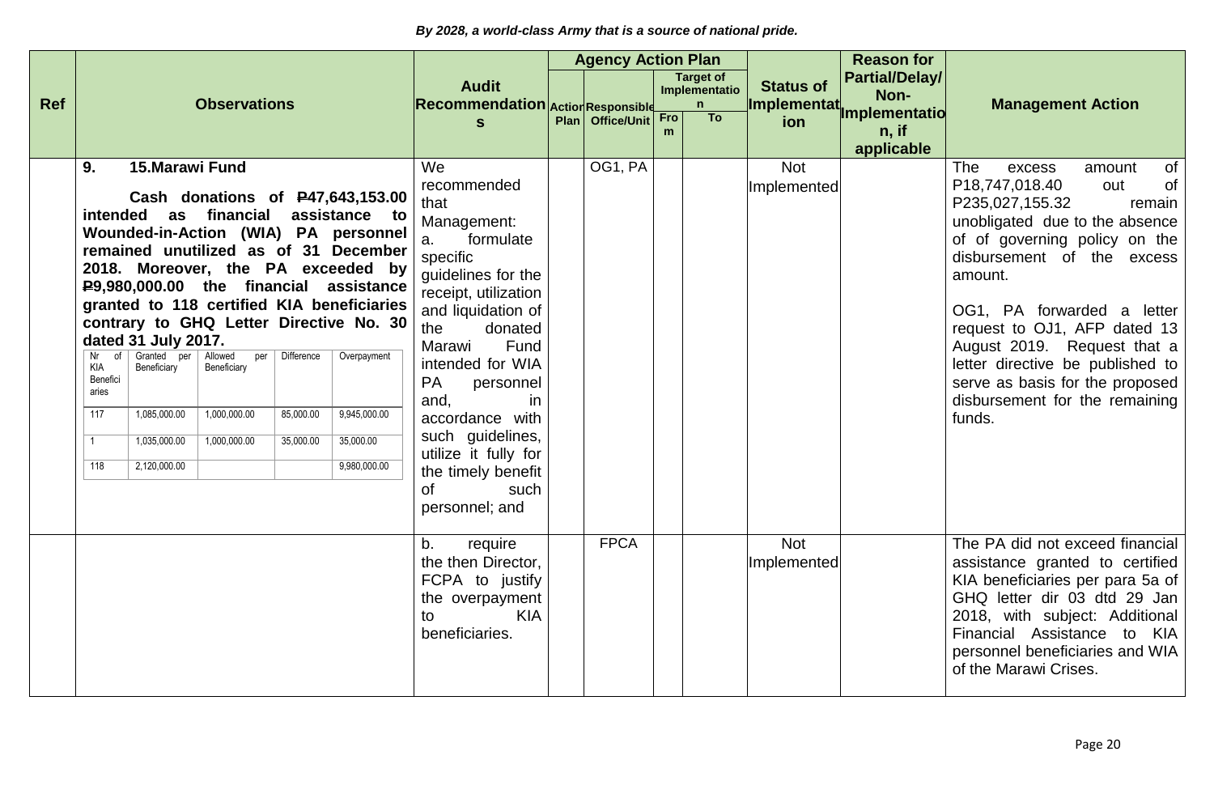*By 2028, a world-class Army that is a source of national pride.*

| Ref | Observations | Audit Recommendations | Agency Action Plan | | | | Status of Implementation | Reason for Partial/Delay/ Non-Implementation, if applicable | Management Action |
|---|---|---|---|---|---|---|---|---|---|
| | | | Action Plan | Responsible Office/Unit | Target of Implementation | | | | |
| | | | | | From | To | | | |
| | **9. 15.Marawi Fund**<br><br>**Cash donations of ₱47,643,153.00 intended as financial assistance to Wounded-in-Action (WIA) PA personnel remained unutilized as of 31 December 2018. Moreover, the PA exceeded by ₱9,980,000.00 the financial assistance granted to 118 certified KIA beneficiaries contrary to GHQ Letter Directive No. 30 dated 31 July 2017.**<br><br>Nr of KIA Beneficiaries / Granted per Beneficiary / Allowed per Beneficiary / Difference / Overpayment:<br>117 / 1,085,000.00 / 1,000,000.00 / 85,000.00 / 9,945,000.00<br>1 / 1,035,000.00 / 1,000,000.00 / 35,000.00 / 35,000.00<br>118 / 2,120,000.00 / / / 9,980,000.00 | We recommended that Management:<br>a. formulate specific guidelines for the receipt, utilization and liquidation of the donated Marawi Fund intended for WIA PA personnel and, in accordance with such guidelines, utilize it fully for the timely benefit of such personnel; and | | OG1, PA | | | Not Implemented | | The excess amount of P18,747,018.40 out of P235,027,155.32 remain unobligated due to the absence of of governing policy on the disbursement of the excess amount.<br><br>OG1, PA forwarded a letter request to OJ1, AFP dated 13 August 2019. Request that a letter directive be published to serve as basis for the proposed disbursement for the remaining funds. |
| | | b. require the then Director, FCPA to justify the overpayment to KIA beneficiaries. | | FPCA | | | Not Implemented | | The PA did not exceed financial assistance granted to certified KIA beneficiaries per para 5a of GHQ letter dir 03 dtd 29 Jan 2018, with subject: Additional Financial Assistance to KIA personnel beneficiaries and WIA of the Marawi Crises. |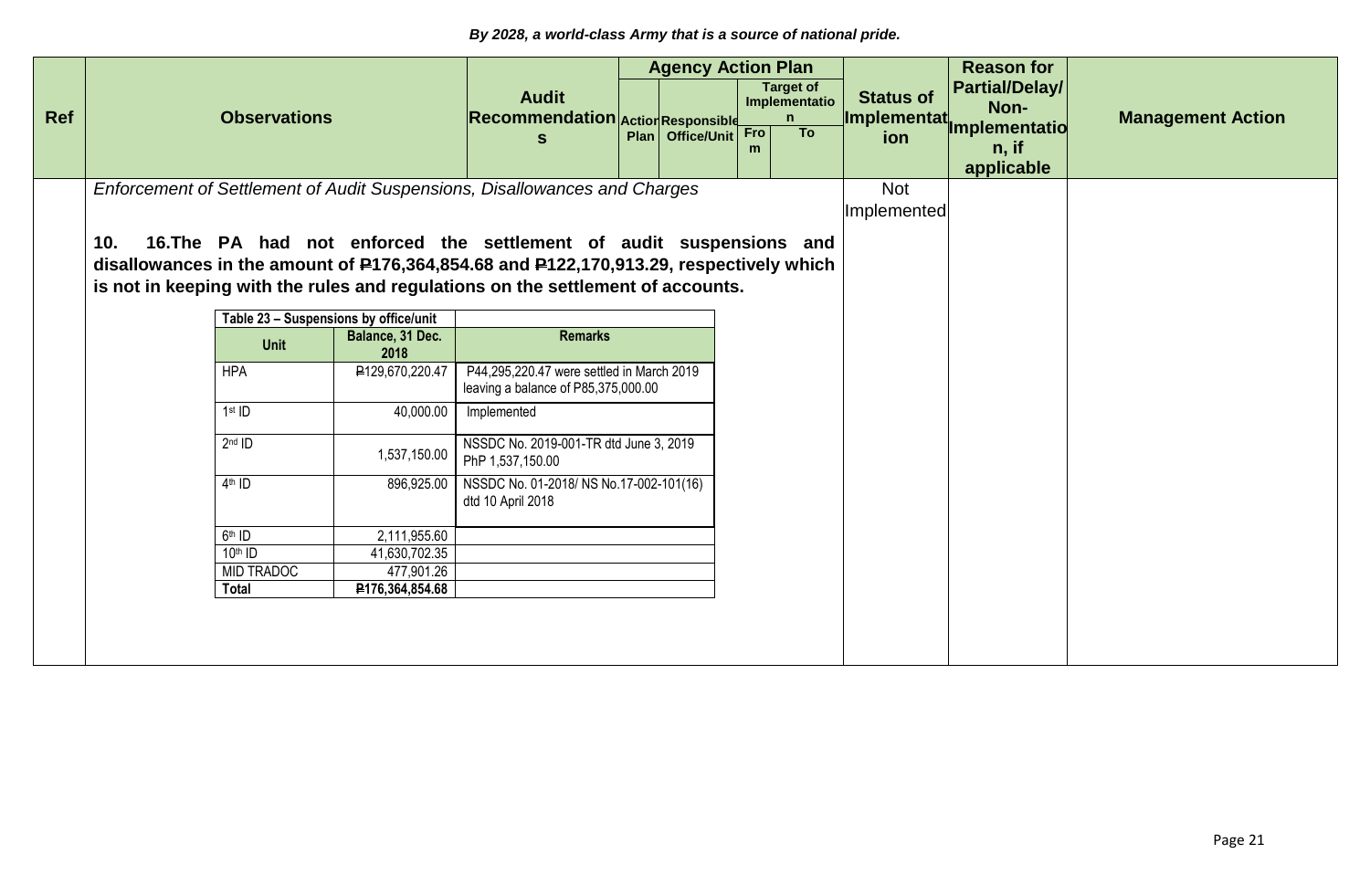*By 2028, a world-class Army that is a source of national pride.*

| Ref | Observations | Audit Recommendations | Agency Action Plan | | | | Status of Implementation | Reason for Partial/Delay/ Non-Implementation, if applicable | Management Action |
|---|---|---|---|---|---|---|---|---|---|
| | | | Action Plan | Responsible Office/Unit | Target of Implementation | | | | |
| | | | | | From | To | | | |
| | *Enforcement of Settlement of Audit Suspensions, Disallowances and Charges*<br><br>**10. 16.The PA had not enforced the settlement of audit suspensions and disallowances in the amount of ₱176,364,854.68 and ₱122,170,913.29, respectively which is not in keeping with the rules and regulations on the settlement of accounts.** | | | | | | Not Implemented | | |

**Table 23 – Suspensions by office/unit**

| Unit | Balance, 31 Dec. 2018 | Remarks |
|---|---|---|
| HPA | ₱129,670,220.47 | P44,295,220.47 were settled in March 2019 leaving a balance of P85,375,000.00 |
| 1st ID | 40,000.00 | Implemented |
| 2nd ID | 1,537,150.00 | NSSDC No. 2019-001-TR dtd June 3, 2019 PhP 1,537,150.00 |
| 4th ID | 896,925.00 | NSSDC No. 01-2018/ NS No.17-002-101(16) dtd 10 April 2018 |
| 6th ID | 2,111,955.60 | |
| 10th ID | 41,630,702.35 | |
| MID TRADOC | 477,901.26 | |
| **Total** | **₱176,364,854.68** | |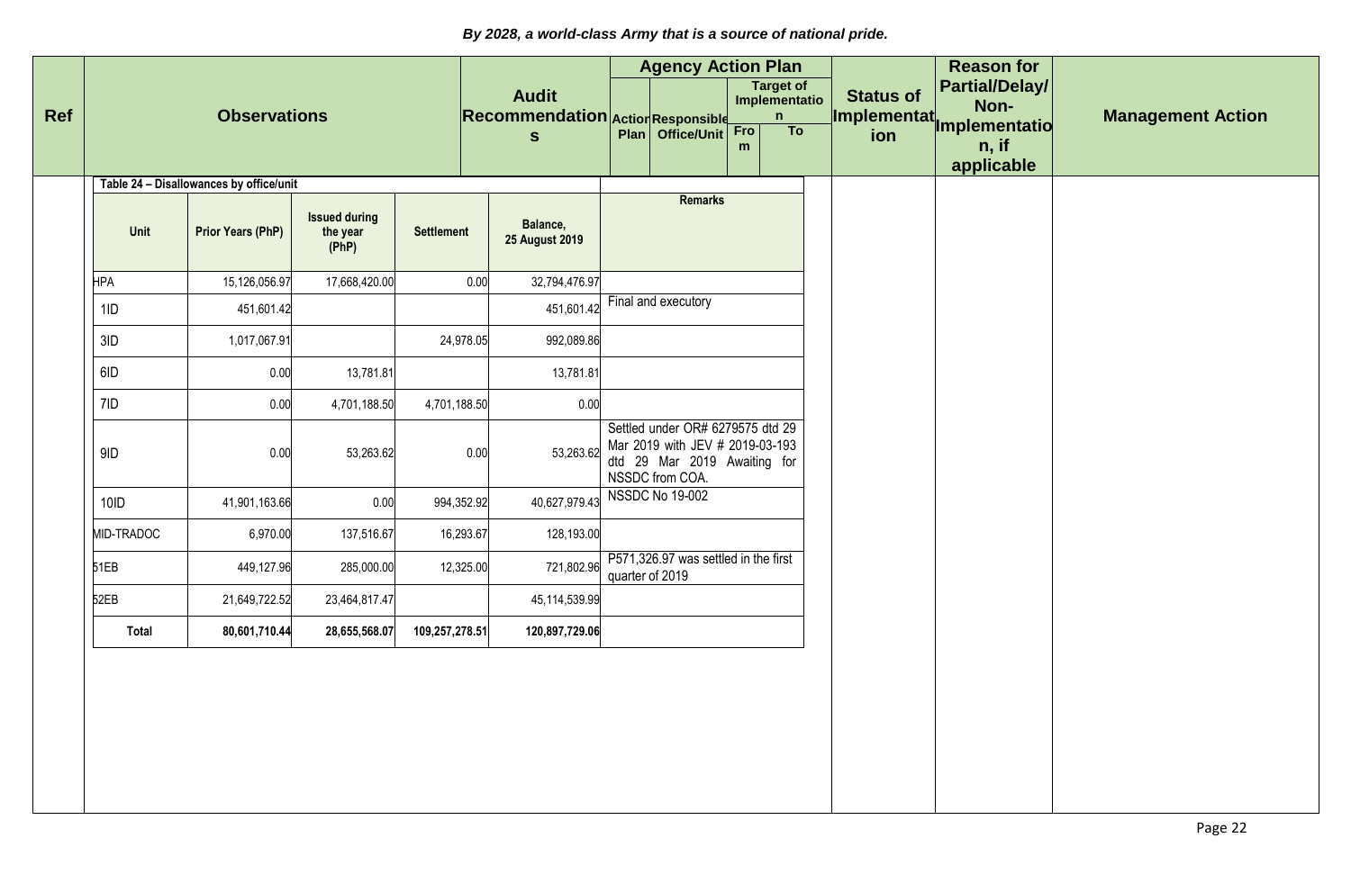*By 2028, a world-class Army that is a source of national pride.*

| Ref | Observations | Audit Recommendations | Agency Action Plan: Action Plan | Agency Action Plan: Responsible Office/Unit | Agency Action Plan: Target of Implementation From | Agency Action Plan: Target of Implementation To | Status of Implementation | Reason for Partial/Delay/ Non-Implementation, if applicable | Management Action |
|---|---|---|---|---|---|---|---|---|---|
| | | | | | | | | | |

**Table 24 – Disallowances by office/unit**

| Unit | Prior Years (PhP) | Issued during the year (PhP) | Settlement | Balance, 25 August 2019 | Remarks |
|---|---|---|---|---|---|
| HPA | 15,126,056.97 | 17,668,420.00 | 0.00 | 32,794,476.97 | |
| 1ID | 451,601.42 | | | 451,601.42 | Final and executory |
| 3ID | 1,017,067.91 | | 24,978.05 | 992,089.86 | |
| 6ID | 0.00 | 13,781.81 | | 13,781.81 | |
| 7ID | 0.00 | 4,701,188.50 | 4,701,188.50 | 0.00 | |
| 9ID | 0.00 | 53,263.62 | 0.00 | 53,263.62 | Settled under OR# 6279575 dtd 29 Mar 2019 with JEV # 2019-03-193 dtd 29 Mar 2019 Awaiting for NSSDC from COA. |
| 10ID | 41,901,163.66 | 0.00 | 994,352.92 | 40,627,979.43 | NSSDC No 19-002 |
| MID-TRADOC | 6,970.00 | 137,516.67 | 16,293.67 | 128,193.00 | |
| 51EB | 449,127.96 | 285,000.00 | 12,325.00 | 721,802.96 | P571,326.97 was settled in the first quarter of 2019 |
| 52EB | 21,649,722.52 | 23,464,817.47 | | 45,114,539.99 | |
| **Total** | **80,601,710.44** | **28,655,568.07** | **109,257,278.51** | **120,897,729.06** | |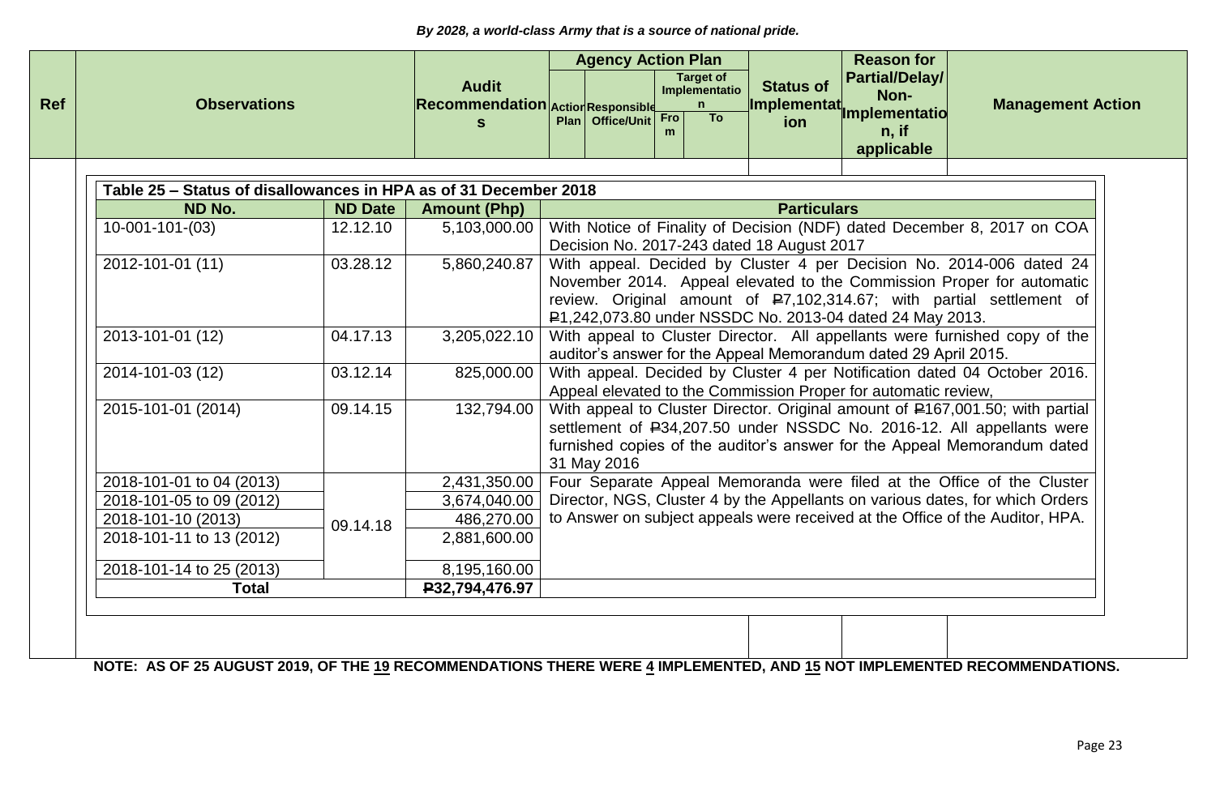*By 2028, a world-class Army that is a source of national pride.*

| Ref | Observations | Audit Recommendations | Agency Action Plan | | | | Status of Implementation | Reason for Partial/Delay/ Non-Implementation, if applicable | Management Action |
|---|---|---|---|---|---|---|---|---|---|
| | | | Action Plan | Responsible Office/Unit | Target of Implementation | | | | |
| | | | | | From | To | | | |

**Table 25 – Status of disallowances in HPA as of 31 December 2018**

| ND No. | ND Date | Amount (Php) | Particulars |
|---|---|---|---|
| 10-001-101-(03) | 12.12.10 | 5,103,000.00 | With Notice of Finality of Decision (NDF) dated December 8, 2017 on COA Decision No. 2017-243 dated 18 August 2017 |
| 2012-101-01 (11) | 03.28.12 | 5,860,240.87 | With appeal. Decided by Cluster 4 per Decision No. 2014-006 dated 24 November 2014. Appeal elevated to the Commission Proper for automatic review. Original amount of ₱7,102,314.67; with partial settlement of ₱1,242,073.80 under NSSDC No. 2013-04 dated 24 May 2013. |
| 2013-101-01 (12) | 04.17.13 | 3,205,022.10 | With appeal to Cluster Director. All appellants were furnished copy of the auditor's answer for the Appeal Memorandum dated 29 April 2015. |
| 2014-101-03 (12) | 03.12.14 | 825,000.00 | With appeal. Decided by Cluster 4 per Notification dated 04 October 2016. Appeal elevated to the Commission Proper for automatic review, |
| 2015-101-01 (2014) | 09.14.15 | 132,794.00 | With appeal to Cluster Director. Original amount of ₱167,001.50; with partial settlement of ₱34,207.50 under NSSDC No. 2016-12. All appellants were furnished copies of the auditor's answer for the Appeal Memorandum dated 31 May 2016 |
| 2018-101-01 to 04 (2013) | 09.14.18 | 2,431,350.00 | Four Separate Appeal Memoranda were filed at the Office of the Cluster Director, NGS, Cluster 4 by the Appellants on various dates, for which Orders to Answer on subject appeals were received at the Office of the Auditor, HPA. |
| 2018-101-05 to 09 (2012) | | 3,674,040.00 | |
| 2018-101-10 (2013) | | 486,270.00 | |
| 2018-101-11 to 13 (2012) | | 2,881,600.00 | |
| 2018-101-14 to 25 (2013) | | 8,195,160.00 | |
| **Total** | | **₱32,794,476.97** | |

**NOTE: AS OF 25 AUGUST 2019, OF THE 19 RECOMMENDATIONS THERE WERE 4 IMPLEMENTED, AND 15 NOT IMPLEMENTED RECOMMENDATIONS.**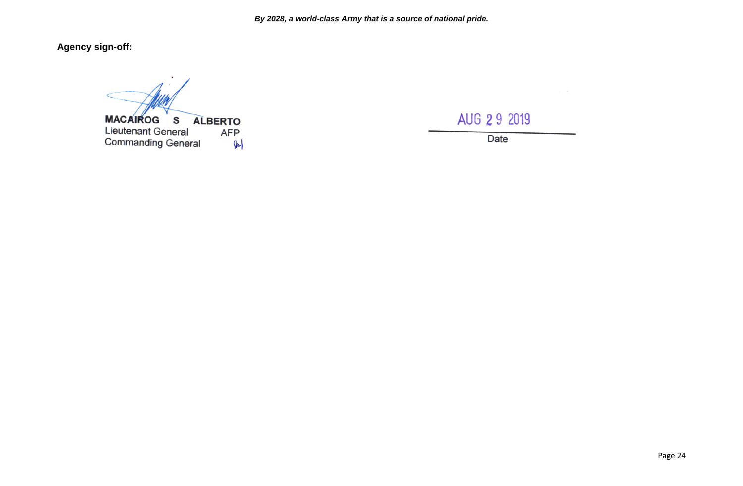**Agency sign-off:**

**MACAIROG S ALBERTO**
Lieutenant General AFP
Commanding General

AUG 29 2019

Date